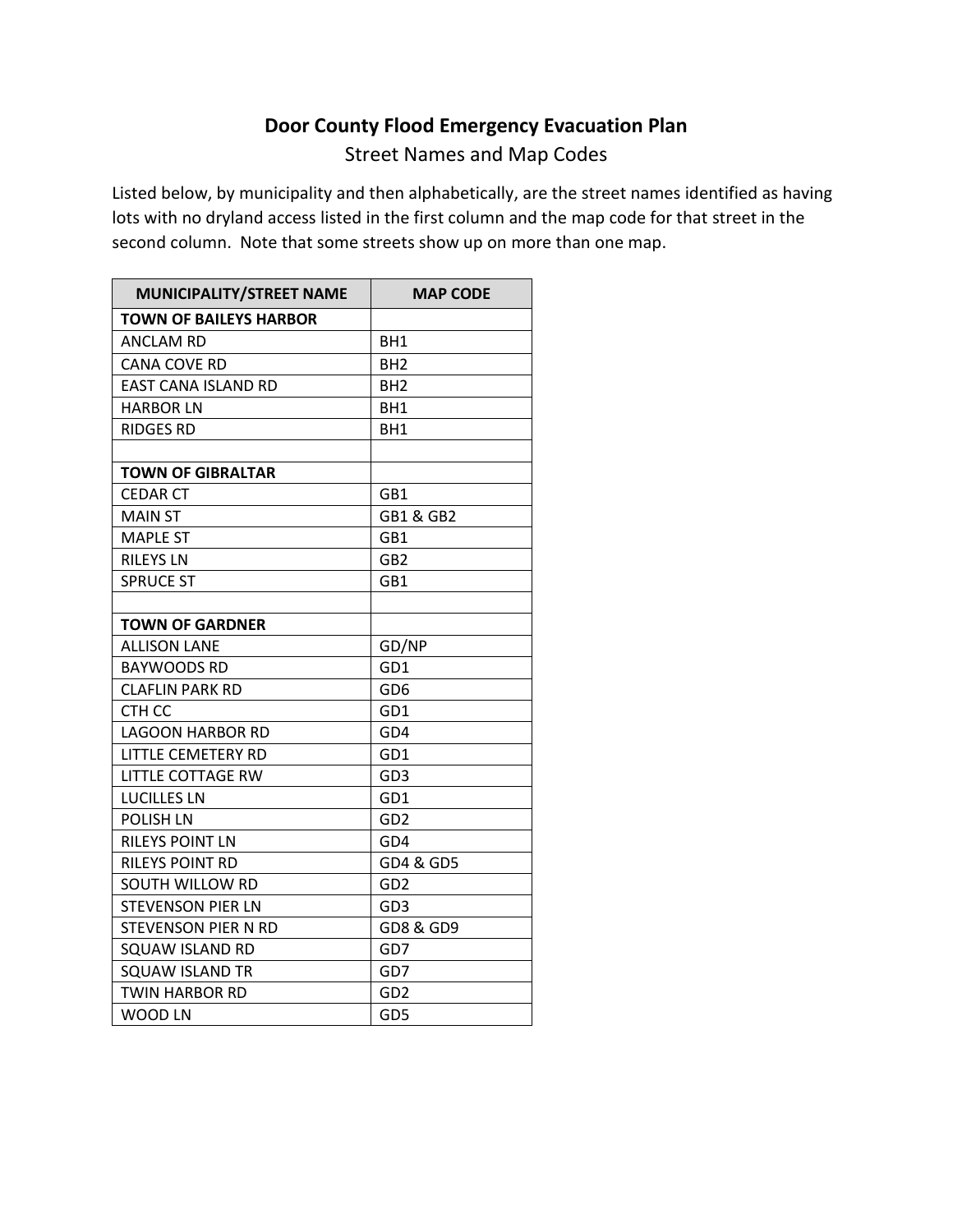# Door County Flood Emergency Evacuation Plan

## Street Names and Map Codes

Listed below, by municipality and then alphabetically, are the street names identified as having lots with no dryland access listed in the first column and the map code for that street in the second column. Note that some streets show up on more than one map.

| MUNICIPALITY/STREET NAME | MAP CODE |
|---|---|
| **TOWN OF BAILEYS HARBOR** | |
| ANCLAM RD | BH1 |
| CANA COVE RD | BH2 |
| EAST CANA ISLAND RD | BH2 |
| HARBOR LN | BH1 |
| RIDGES RD | BH1 |
| | |
| **TOWN OF GIBRALTAR** | |
| CEDAR CT | GB1 |
| MAIN ST | GB1 & GB2 |
| MAPLE ST | GB1 |
| RILEYS LN | GB2 |
| SPRUCE ST | GB1 |
| | |
| **TOWN OF GARDNER** | |
| ALLISON LANE | GD/NP |
| BAYWOODS RD | GD1 |
| CLAFLIN PARK RD | GD6 |
| CTH CC | GD1 |
| LAGOON HARBOR RD | GD4 |
| LITTLE CEMETERY RD | GD1 |
| LITTLE COTTAGE RW | GD3 |
| LUCILLES LN | GD1 |
| POLISH LN | GD2 |
| RILEYS POINT LN | GD4 |
| RILEYS POINT RD | GD4 & GD5 |
| SOUTH WILLOW RD | GD2 |
| STEVENSON PIER LN | GD3 |
| STEVENSON PIER N RD | GD8 & GD9 |
| SQUAW ISLAND RD | GD7 |
| SQUAW ISLAND TR | GD7 |
| TWIN HARBOR RD | GD2 |
| WOOD LN | GD5 |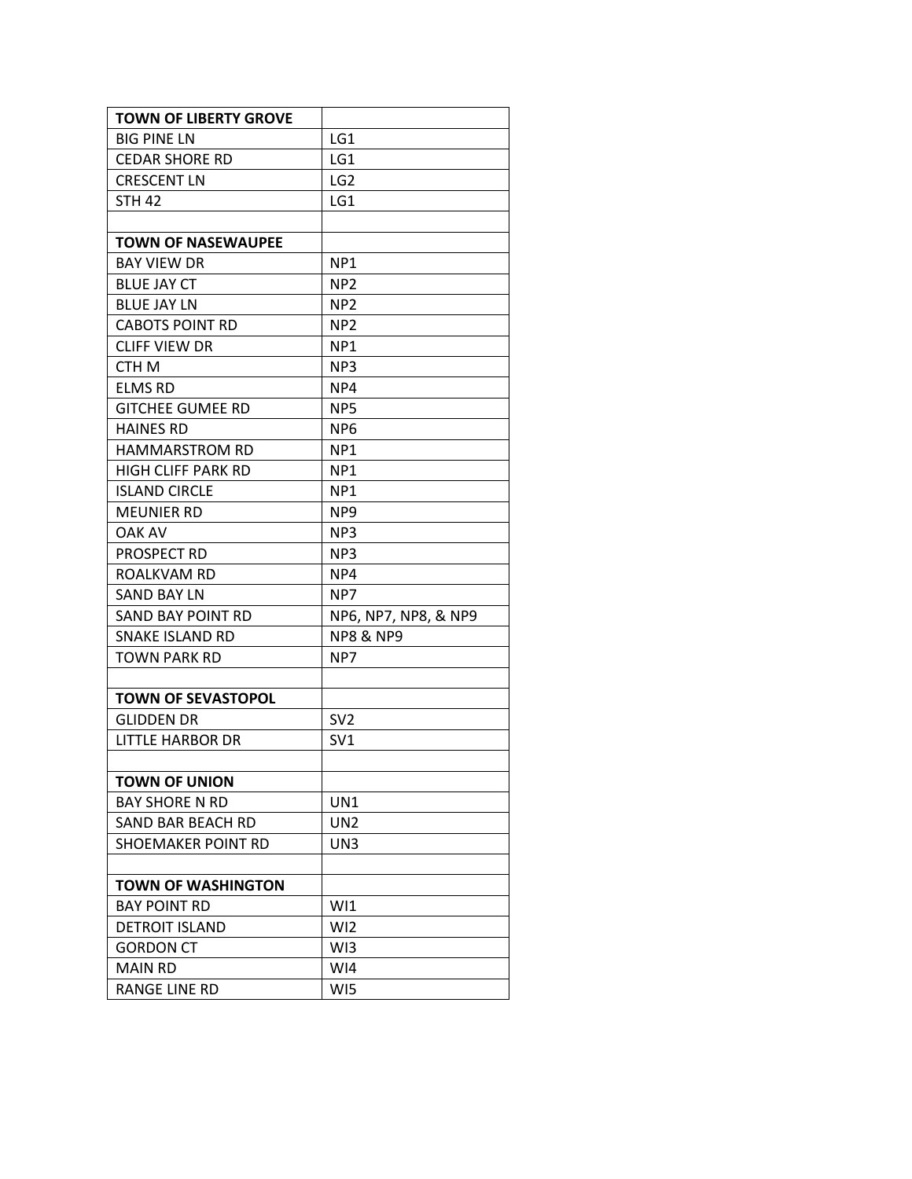| **TOWN OF LIBERTY GROVE** | |
|---|---|
| BIG PINE LN | LG1 |
| CEDAR SHORE RD | LG1 |
| CRESCENT LN | LG2 |
| STH 42 | LG1 |
| | |
| **TOWN OF NASEWAUPEE** | |
| BAY VIEW DR | NP1 |
| BLUE JAY CT | NP2 |
| BLUE JAY LN | NP2 |
| CABOTS POINT RD | NP2 |
| CLIFF VIEW DR | NP1 |
| CTH M | NP3 |
| ELMS RD | NP4 |
| GITCHEE GUMEE RD | NP5 |
| HAINES RD | NP6 |
| HAMMARSTROM RD | NP1 |
| HIGH CLIFF PARK RD | NP1 |
| ISLAND CIRCLE | NP1 |
| MEUNIER RD | NP9 |
| OAK AV | NP3 |
| PROSPECT RD | NP3 |
| ROALKVAM RD | NP4 |
| SAND BAY LN | NP7 |
| SAND BAY POINT RD | NP6, NP7, NP8, & NP9 |
| SNAKE ISLAND RD | NP8 & NP9 |
| TOWN PARK RD | NP7 |
| | |
| **TOWN OF SEVASTOPOL** | |
| GLIDDEN DR | SV2 |
| LITTLE HARBOR DR | SV1 |
| | |
| **TOWN OF UNION** | |
| BAY SHORE N RD | UN1 |
| SAND BAR BEACH RD | UN2 |
| SHOEMAKER POINT RD | UN3 |
| | |
| **TOWN OF WASHINGTON** | |
| BAY POINT RD | WI1 |
| DETROIT ISLAND | WI2 |
| GORDON CT | WI3 |
| MAIN RD | WI4 |
| RANGE LINE RD | WI5 |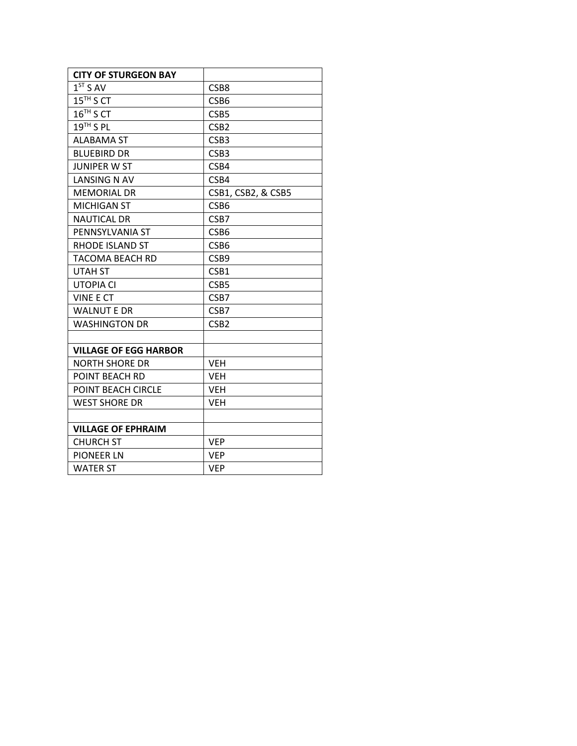| | |
|---|---|
| **CITY OF STURGEON BAY** | |
| 1ST S AV | CSB8 |
| 15TH S CT | CSB6 |
| 16TH S CT | CSB5 |
| 19TH S PL | CSB2 |
| ALABAMA ST | CSB3 |
| BLUEBIRD DR | CSB3 |
| JUNIPER W ST | CSB4 |
| LANSING N AV | CSB4 |
| MEMORIAL DR | CSB1, CSB2, & CSB5 |
| MICHIGAN ST | CSB6 |
| NAUTICAL DR | CSB7 |
| PENNSYLVANIA ST | CSB6 |
| RHODE ISLAND ST | CSB6 |
| TACOMA BEACH RD | CSB9 |
| UTAH ST | CSB1 |
| UTOPIA CI | CSB5 |
| VINE E CT | CSB7 |
| WALNUT E DR | CSB7 |
| WASHINGTON DR | CSB2 |
| | |
| **VILLAGE OF EGG HARBOR** | |
| NORTH SHORE DR | VEH |
| POINT BEACH RD | VEH |
| POINT BEACH CIRCLE | VEH |
| WEST SHORE DR | VEH |
| | |
| **VILLAGE OF EPHRAIM** | |
| CHURCH ST | VEP |
| PIONEER LN | VEP |
| WATER ST | VEP |